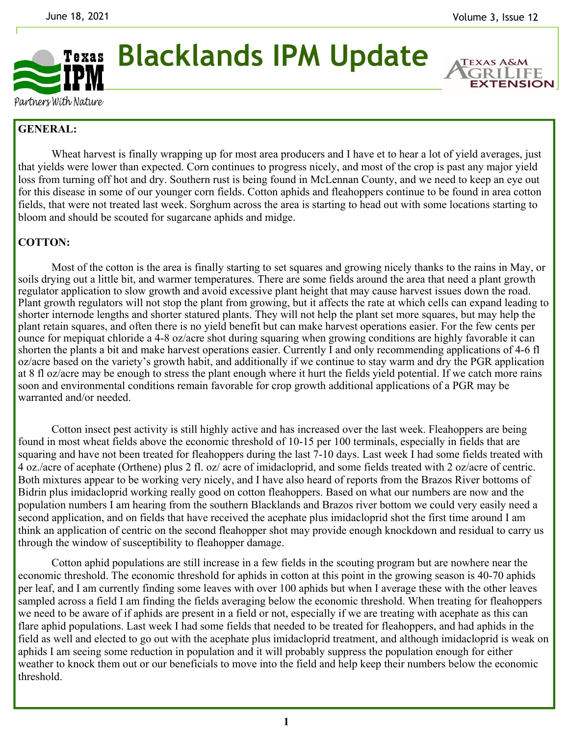# Blacklands IPM Update

**GENERAL:**

Wheat harvest is finally wrapping up for most area producers and I have et to hear a lot of yield averages, just that yields were lower than expected. Corn continues to progress nicely, and most of the crop is past any major yield loss from turning off hot and dry. Southern rust is being found in McLennan County, and we need to keep an eye out for this disease in some of our younger corn fields. Cotton aphids and fleahoppers continue to be found in area cotton fields, that were not treated last week. Sorghum across the area is starting to head out with some locations starting to bloom and should be scouted for sugarcane aphids and midge.

**COTTON:**

Most of the cotton is the area is finally starting to set squares and growing nicely thanks to the rains in May, or soils drying out a little bit, and warmer temperatures. There are some fields around the area that need a plant growth regulator application to slow growth and avoid excessive plant height that may cause harvest issues down the road. Plant growth regulators will not stop the plant from growing, but it affects the rate at which cells can expand leading to shorter internode lengths and shorter statured plants. They will not help the plant set more squares, but may help the plant retain squares, and often there is no yield benefit but can make harvest operations easier. For the few cents per ounce for mepiquat chloride a 4-8 oz/acre shot during squaring when growing conditions are highly favorable it can shorten the plants a bit and make harvest operations easier. Currently I and only recommending applications of 4-6 fl oz/acre based on the variety's growth habit, and additionally if we continue to stay warm and dry the PGR application at 8 fl oz/acre may be enough to stress the plant enough where it hurt the fields yield potential. If we catch more rains soon and environmental conditions remain favorable for crop growth additional applications of a PGR may be warranted and/or needed.

Cotton insect pest activity is still highly active and has increased over the last week. Fleahoppers are being found in most wheat fields above the economic threshold of 10-15 per 100 terminals, especially in fields that are squaring and have not been treated for fleahoppers during the last 7-10 days. Last week I had some fields treated with 4 oz./acre of acephate (Orthene) plus 2 fl. oz/ acre of imidacloprid, and some fields treated with 2 oz/acre of centric. Both mixtures appear to be working very nicely, and I have also heard of reports from the Brazos River bottoms of Bidrin plus imidacloprid working really good on cotton fleahoppers. Based on what our numbers are now and the population numbers I am hearing from the southern Blacklands and Brazos river bottom we could very easily need a second application, and on fields that have received the acephate plus imidacloprid shot the first time around I am think an application of centric on the second fleahopper shot may provide enough knockdown and residual to carry us through the window of susceptibility to fleahopper damage.

Cotton aphid populations are still increase in a few fields in the scouting program but are nowhere near the economic threshold. The economic threshold for aphids in cotton at this point in the growing season is 40-70 aphids per leaf, and I am currently finding some leaves with over 100 aphids but when I average these with the other leaves sampled across a field I am finding the fields averaging below the economic threshold. When treating for fleahoppers we need to be aware of if aphids are present in a field or not, especially if we are treating with acephate as this can flare aphid populations. Last week I had some fields that needed to be treated for fleahoppers, and had aphids in the field as well and elected to go out with the acephate plus imidacloprid treatment, and although imidacloprid is weak on aphids I am seeing some reduction in population and it will probably suppress the population enough for either weather to knock them out or our beneficials to move into the field and help keep their numbers below the economic threshold.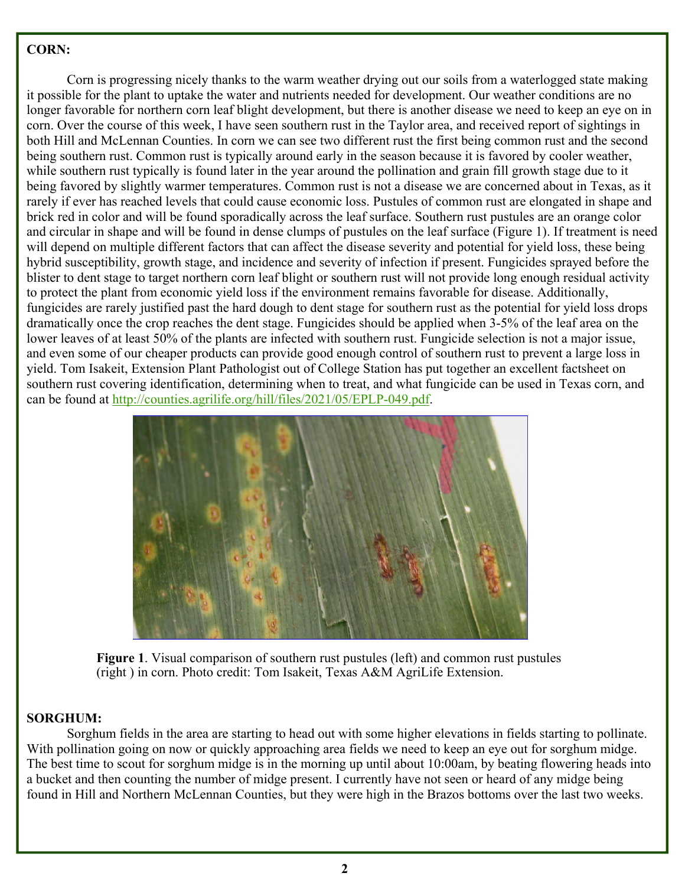**CORN:**

Corn is progressing nicely thanks to the warm weather drying out our soils from a waterlogged state making it possible for the plant to uptake the water and nutrients needed for development. Our weather conditions are no longer favorable for northern corn leaf blight development, but there is another disease we need to keep an eye on in corn. Over the course of this week, I have seen southern rust in the Taylor area, and received report of sightings in both Hill and McLennan Counties. In corn we can see two different rust the first being common rust and the second being southern rust. Common rust is typically around early in the season because it is favored by cooler weather, while southern rust typically is found later in the year around the pollination and grain fill growth stage due to it being favored by slightly warmer temperatures. Common rust is not a disease we are concerned about in Texas, as it rarely if ever has reached levels that could cause economic loss. Pustules of common rust are elongated in shape and brick red in color and will be found sporadically across the leaf surface. Southern rust pustules are an orange color and circular in shape and will be found in dense clumps of pustules on the leaf surface (Figure 1). If treatment is need will depend on multiple different factors that can affect the disease severity and potential for yield loss, these being hybrid susceptibility, growth stage, and incidence and severity of infection if present. Fungicides sprayed before the blister to dent stage to target northern corn leaf blight or southern rust will not provide long enough residual activity to protect the plant from economic yield loss if the environment remains favorable for disease. Additionally, fungicides are rarely justified past the hard dough to dent stage for southern rust as the potential for yield loss drops dramatically once the crop reaches the dent stage. Fungicides should be applied when 3-5% of the leaf area on the lower leaves of at least 50% of the plants are infected with southern rust. Fungicide selection is not a major issue, and even some of our cheaper products can provide good enough control of southern rust to prevent a large loss in yield. Tom Isakeit, Extension Plant Pathologist out of College Station has put together an excellent factsheet on southern rust covering identification, determining when to treat, and what fungicide can be used in Texas corn, and can be found at http://counties.agrilife.org/hill/files/2021/05/EPLP-049.pdf.

**Figure 1**. Visual comparison of southern rust pustules (left) and common rust pustules (right ) in corn. Photo credit: Tom Isakeit, Texas A&M AgriLife Extension.

**SORGHUM:**

Sorghum fields in the area are starting to head out with some higher elevations in fields starting to pollinate. With pollination going on now or quickly approaching area fields we need to keep an eye out for sorghum midge. The best time to scout for sorghum midge is in the morning up until about 10:00am, by beating flowering heads into a bucket and then counting the number of midge present. I currently have not seen or heard of any midge being found in Hill and Northern McLennan Counties, but they were high in the Brazos bottoms over the last two weeks.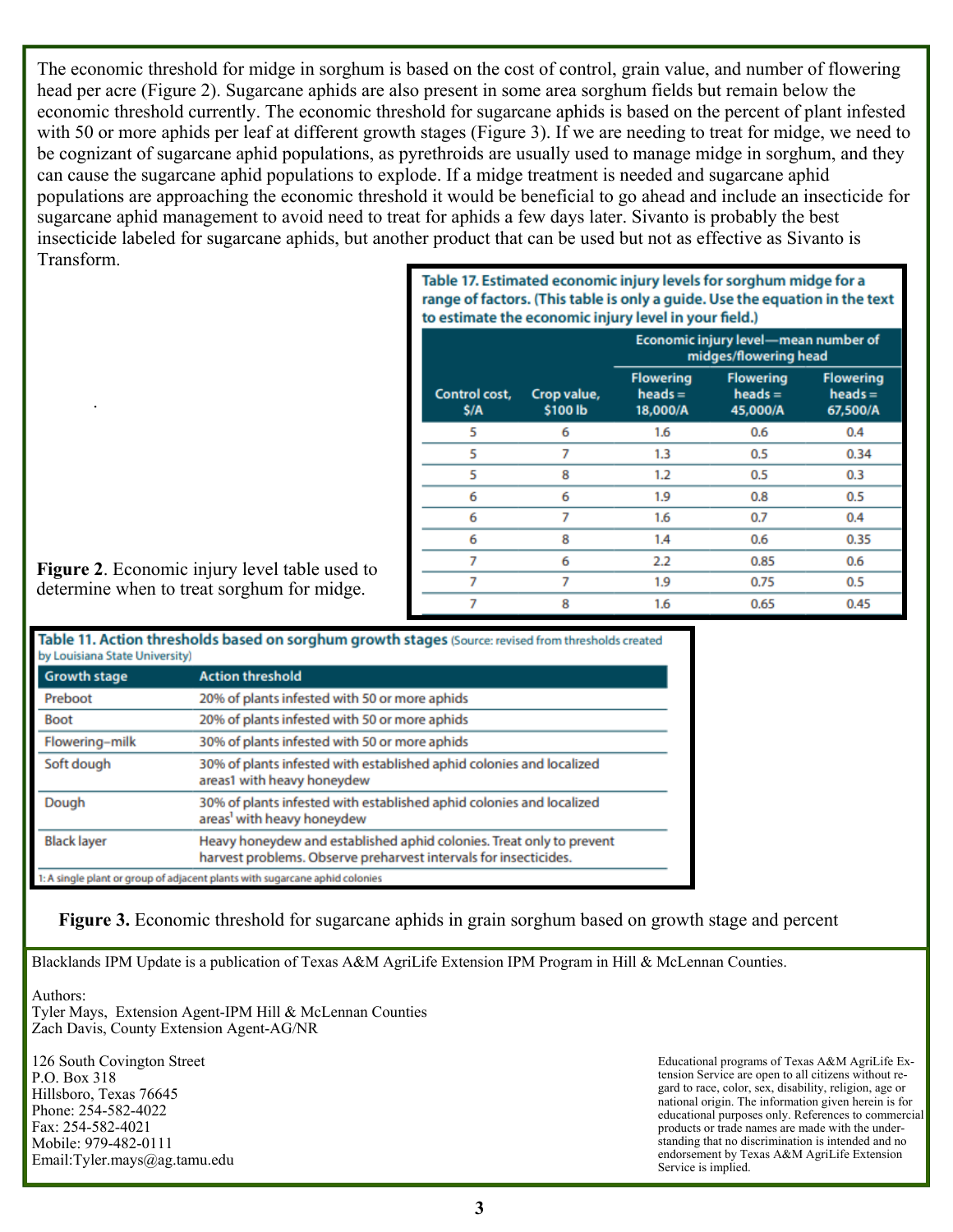The economic threshold for midge in sorghum is based on the cost of control, grain value, and number of flowering head per acre (Figure 2). Sugarcane aphids are also present in some area sorghum fields but remain below the economic threshold currently. The economic threshold for sugarcane aphids is based on the percent of plant infested with 50 or more aphids per leaf at different growth stages (Figure 3). If we are needing to treat for midge, we need to be cognizant of sugarcane aphid populations, as pyrethroids are usually used to manage midge in sorghum, and they can cause the sugarcane aphid populations to explode. If a midge treatment is needed and sugarcane aphid populations are approaching the economic threshold it would be beneficial to go ahead and include an insecticide for sugarcane aphid management to avoid need to treat for aphids a few days later. Sivanto is probably the best insecticide labeled for sugarcane aphids, but another product that can be used but not as effective as Sivanto is Transform.

**Table 17. Estimated economic injury levels for sorghum midge for a range of factors. (This table is only a guide. Use the equation in the text to estimate the economic injury level in your field.)**

| Control cost, $/A | Crop value, $100 lb | Economic injury level—mean number of midges/flowering head: Flowering heads = 18,000/A | Flowering heads = 45,000/A | Flowering heads = 67,500/A |
|---|---|---|---|---|
| 5 | 6 | 1.6 | 0.6 | 0.4 |
| 5 | 7 | 1.3 | 0.5 | 0.34 |
| 5 | 8 | 1.2 | 0.5 | 0.3 |
| 6 | 6 | 1.9 | 0.8 | 0.5 |
| 6 | 7 | 1.6 | 0.7 | 0.4 |
| 6 | 8 | 1.4 | 0.6 | 0.35 |
| 7 | 6 | 2.2 | 0.85 | 0.6 |
| 7 | 7 | 1.9 | 0.75 | 0.5 |
| 7 | 8 | 1.6 | 0.65 | 0.45 |

**Figure 2**. Economic injury level table used to determine when to treat sorghum for midge.

**Table 11. Action thresholds based on sorghum growth stages** (Source: revised from thresholds created by Louisiana State University)

| Growth stage | Action threshold |
|---|---|
| Preboot | 20% of plants infested with 50 or more aphids |
| Boot | 20% of plants infested with 50 or more aphids |
| Flowering–milk | 30% of plants infested with 50 or more aphids |
| Soft dough | 30% of plants infested with established aphid colonies and localized areas1 with heavy honeydew |
| Dough | 30% of plants infested with established aphid colonies and localized areas[1] with heavy honeydew |
| Black layer | Heavy honeydew and established aphid colonies. Treat only to prevent harvest problems. Observe preharvest intervals for insecticides. |

1: A single plant or group of adjacent plants with sugarcane aphid colonies

**Figure 3.** Economic threshold for sugarcane aphids in grain sorghum based on growth stage and percent

Blacklands IPM Update is a publication of Texas A&M AgriLife Extension IPM Program in Hill & McLennan Counties.

Authors:
Tyler Mays, Extension Agent-IPM Hill & McLennan Counties
Zach Davis, County Extension Agent-AG/NR

126 South Covington Street
P.O. Box 318
Hillsboro, Texas 76645
Phone: 254-582-4022
Fax: 254-582-4021
Mobile: 979-482-0111
Email:Tyler.mays@ag.tamu.edu

Educational programs of Texas A&M AgriLife Extension Service are open to all citizens without regard to race, color, sex, disability, religion, age or national origin. The information given herein is for educational purposes only. References to commercial products or trade names are made with the understanding that no discrimination is intended and no endorsement by Texas A&M AgriLife Extension Service is implied.